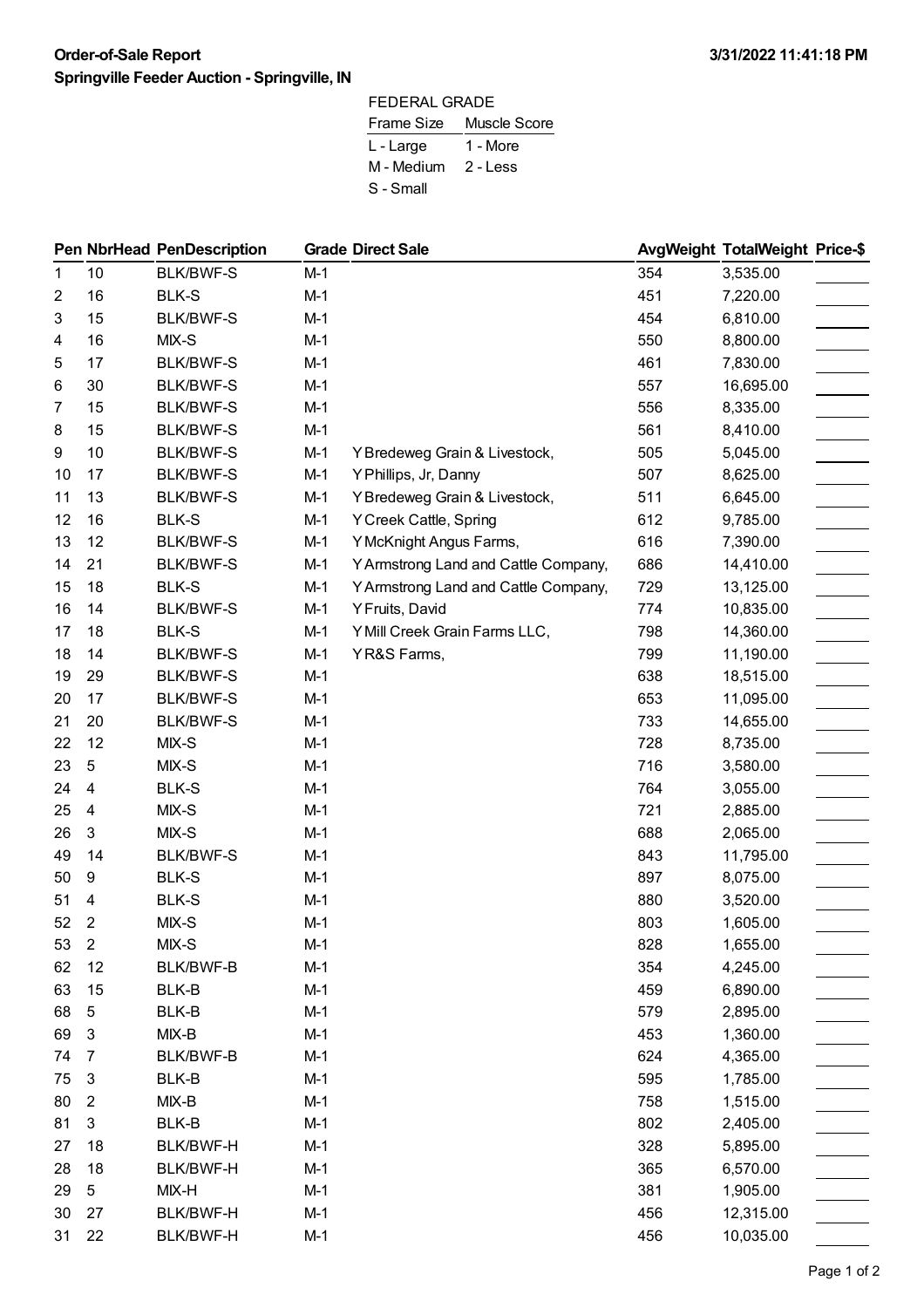**Order-of-Sale Report**

**Springville Feeder Auction - Springville, IN**

**3/31/2022 11:41:18 PM**

FEDERAL GRADE

| Frame Size | Muscle Score |
|---|---|
| L - Large | 1 - More |
| M - Medium | 2 - Less |
| S - Small | |

| Pen | NbrHead | PenDescription | Grade | Direct Sale | AvgWeight | TotalWeight | Price-$ |
|---|---|---|---|---|---|---|---|
| 1 | 10 | BLK/BWF-S | M-1 | | 354 | 3,535.00 | |
| 2 | 16 | BLK-S | M-1 | | 451 | 7,220.00 | |
| 3 | 15 | BLK/BWF-S | M-1 | | 454 | 6,810.00 | |
| 4 | 16 | MIX-S | M-1 | | 550 | 8,800.00 | |
| 5 | 17 | BLK/BWF-S | M-1 | | 461 | 7,830.00 | |
| 6 | 30 | BLK/BWF-S | M-1 | | 557 | 16,695.00 | |
| 7 | 15 | BLK/BWF-S | M-1 | | 556 | 8,335.00 | |
| 8 | 15 | BLK/BWF-S | M-1 | | 561 | 8,410.00 | |
| 9 | 10 | BLK/BWF-S | M-1 | Y Bredeweg Grain & Livestock, | 505 | 5,045.00 | |
| 10 | 17 | BLK/BWF-S | M-1 | Y Phillips, Jr, Danny | 507 | 8,625.00 | |
| 11 | 13 | BLK/BWF-S | M-1 | Y Bredeweg Grain & Livestock, | 511 | 6,645.00 | |
| 12 | 16 | BLK-S | M-1 | Y Creek Cattle, Spring | 612 | 9,785.00 | |
| 13 | 12 | BLK/BWF-S | M-1 | Y McKnight Angus Farms, | 616 | 7,390.00 | |
| 14 | 21 | BLK/BWF-S | M-1 | Y Armstrong Land and Cattle Company, | 686 | 14,410.00 | |
| 15 | 18 | BLK-S | M-1 | Y Armstrong Land and Cattle Company, | 729 | 13,125.00 | |
| 16 | 14 | BLK/BWF-S | M-1 | Y Fruits, David | 774 | 10,835.00 | |
| 17 | 18 | BLK-S | M-1 | Y Mill Creek Grain Farms LLC, | 798 | 14,360.00 | |
| 18 | 14 | BLK/BWF-S | M-1 | Y R&S Farms, | 799 | 11,190.00 | |
| 19 | 29 | BLK/BWF-S | M-1 | | 638 | 18,515.00 | |
| 20 | 17 | BLK/BWF-S | M-1 | | 653 | 11,095.00 | |
| 21 | 20 | BLK/BWF-S | M-1 | | 733 | 14,655.00 | |
| 22 | 12 | MIX-S | M-1 | | 728 | 8,735.00 | |
| 23 | 5 | MIX-S | M-1 | | 716 | 3,580.00 | |
| 24 | 4 | BLK-S | M-1 | | 764 | 3,055.00 | |
| 25 | 4 | MIX-S | M-1 | | 721 | 2,885.00 | |
| 26 | 3 | MIX-S | M-1 | | 688 | 2,065.00 | |
| 49 | 14 | BLK/BWF-S | M-1 | | 843 | 11,795.00 | |
| 50 | 9 | BLK-S | M-1 | | 897 | 8,075.00 | |
| 51 | 4 | BLK-S | M-1 | | 880 | 3,520.00 | |
| 52 | 2 | MIX-S | M-1 | | 803 | 1,605.00 | |
| 53 | 2 | MIX-S | M-1 | | 828 | 1,655.00 | |
| 62 | 12 | BLK/BWF-B | M-1 | | 354 | 4,245.00 | |
| 63 | 15 | BLK-B | M-1 | | 459 | 6,890.00 | |
| 68 | 5 | BLK-B | M-1 | | 579 | 2,895.00 | |
| 69 | 3 | MIX-B | M-1 | | 453 | 1,360.00 | |
| 74 | 7 | BLK/BWF-B | M-1 | | 624 | 4,365.00 | |
| 75 | 3 | BLK-B | M-1 | | 595 | 1,785.00 | |
| 80 | 2 | MIX-B | M-1 | | 758 | 1,515.00 | |
| 81 | 3 | BLK-B | M-1 | | 802 | 2,405.00 | |
| 27 | 18 | BLK/BWF-H | M-1 | | 328 | 5,895.00 | |
| 28 | 18 | BLK/BWF-H | M-1 | | 365 | 6,570.00 | |
| 29 | 5 | MIX-H | M-1 | | 381 | 1,905.00 | |
| 30 | 27 | BLK/BWF-H | M-1 | | 456 | 12,315.00 | |
| 31 | 22 | BLK/BWF-H | M-1 | | 456 | 10,035.00 | |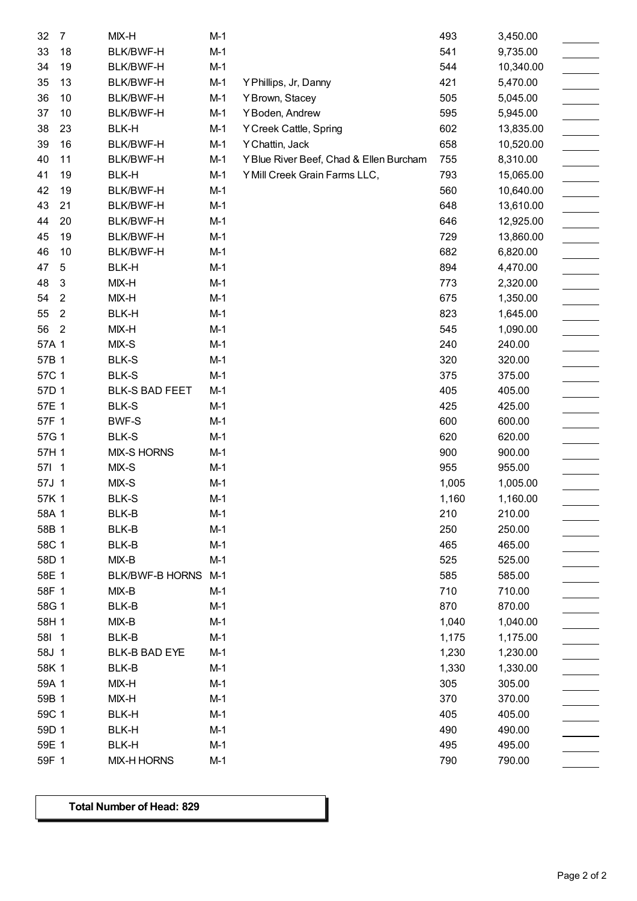| | | | | | | | |
|---|---|---|---|---|---|---|---|
| 32 | 7 | MIX-H | M-1 | | 493 | 3,450.00 | |
| 33 | 18 | BLK/BWF-H | M-1 | | 541 | 9,735.00 | |
| 34 | 19 | BLK/BWF-H | M-1 | | 544 | 10,340.00 | |
| 35 | 13 | BLK/BWF-H | M-1 | Y Phillips, Jr, Danny | 421 | 5,470.00 | |
| 36 | 10 | BLK/BWF-H | M-1 | Y Brown, Stacey | 505 | 5,045.00 | |
| 37 | 10 | BLK/BWF-H | M-1 | Y Boden, Andrew | 595 | 5,945.00 | |
| 38 | 23 | BLK-H | M-1 | Y Creek Cattle, Spring | 602 | 13,835.00 | |
| 39 | 16 | BLK/BWF-H | M-1 | Y Chattin, Jack | 658 | 10,520.00 | |
| 40 | 11 | BLK/BWF-H | M-1 | Y Blue River Beef, Chad & Ellen Burcham | 755 | 8,310.00 | |
| 41 | 19 | BLK-H | M-1 | Y Mill Creek Grain Farms LLC, | 793 | 15,065.00 | |
| 42 | 19 | BLK/BWF-H | M-1 | | 560 | 10,640.00 | |
| 43 | 21 | BLK/BWF-H | M-1 | | 648 | 13,610.00 | |
| 44 | 20 | BLK/BWF-H | M-1 | | 646 | 12,925.00 | |
| 45 | 19 | BLK/BWF-H | M-1 | | 729 | 13,860.00 | |
| 46 | 10 | BLK/BWF-H | M-1 | | 682 | 6,820.00 | |
| 47 | 5 | BLK-H | M-1 | | 894 | 4,470.00 | |
| 48 | 3 | MIX-H | M-1 | | 773 | 2,320.00 | |
| 54 | 2 | MIX-H | M-1 | | 675 | 1,350.00 | |
| 55 | 2 | BLK-H | M-1 | | 823 | 1,645.00 | |
| 56 | 2 | MIX-H | M-1 | | 545 | 1,090.00 | |
| 57A | 1 | MIX-S | M-1 | | 240 | 240.00 | |
| 57B | 1 | BLK-S | M-1 | | 320 | 320.00 | |
| 57C | 1 | BLK-S | M-1 | | 375 | 375.00 | |
| 57D | 1 | BLK-S BAD FEET | M-1 | | 405 | 405.00 | |
| 57E | 1 | BLK-S | M-1 | | 425 | 425.00 | |
| 57F | 1 | BWF-S | M-1 | | 600 | 600.00 | |
| 57G | 1 | BLK-S | M-1 | | 620 | 620.00 | |
| 57H | 1 | MIX-S HORNS | M-1 | | 900 | 900.00 | |
| 57I | 1 | MIX-S | M-1 | | 955 | 955.00 | |
| 57J | 1 | MIX-S | M-1 | | 1,005 | 1,005.00 | |
| 57K | 1 | BLK-S | M-1 | | 1,160 | 1,160.00 | |
| 58A | 1 | BLK-B | M-1 | | 210 | 210.00 | |
| 58B | 1 | BLK-B | M-1 | | 250 | 250.00 | |
| 58C | 1 | BLK-B | M-1 | | 465 | 465.00 | |
| 58D | 1 | MIX-B | M-1 | | 525 | 525.00 | |
| 58E | 1 | BLK/BWF-B HORNS | M-1 | | 585 | 585.00 | |
| 58F | 1 | MIX-B | M-1 | | 710 | 710.00 | |
| 58G | 1 | BLK-B | M-1 | | 870 | 870.00 | |
| 58H | 1 | MIX-B | M-1 | | 1,040 | 1,040.00 | |
| 58I | 1 | BLK-B | M-1 | | 1,175 | 1,175.00 | |
| 58J | 1 | BLK-B BAD EYE | M-1 | | 1,230 | 1,230.00 | |
| 58K | 1 | BLK-B | M-1 | | 1,330 | 1,330.00 | |
| 59A | 1 | MIX-H | M-1 | | 305 | 305.00 | |
| 59B | 1 | MIX-H | M-1 | | 370 | 370.00 | |
| 59C | 1 | BLK-H | M-1 | | 405 | 405.00 | |
| 59D | 1 | BLK-H | M-1 | | 490 | 490.00 | |
| 59E | 1 | BLK-H | M-1 | | 495 | 495.00 | |
| 59F | 1 | MIX-H HORNS | M-1 | | 790 | 790.00 | |

**Total Number of Head: 829**